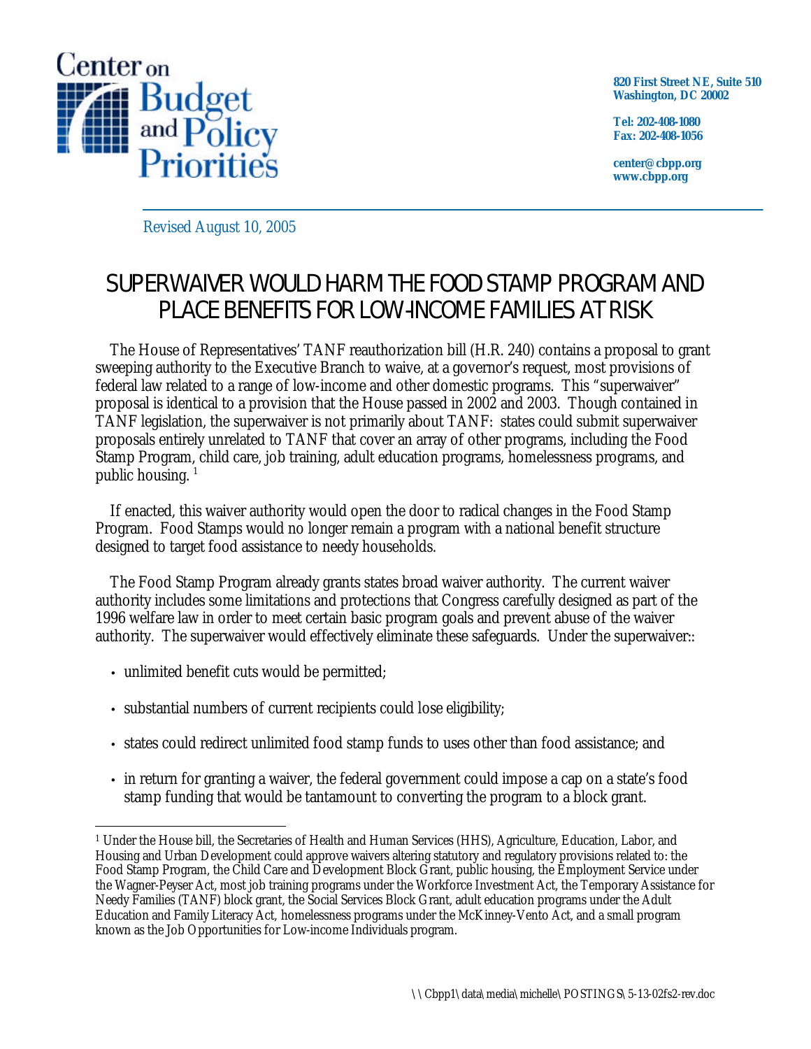Center on Budget and Policy Priorities

820 First Street NE, Suite 510
Washington, DC 20002

Tel: 202-408-1080
Fax: 202-408-1056

center@cbpp.org
www.cbpp.org

*Revised August 10, 2005*

# SUPERWAIVER WOULD HARM THE FOOD STAMP PROGRAM AND PLACE BENEFITS FOR LOW-INCOME FAMILIES AT RISK

The House of Representatives' TANF reauthorization bill (H.R. 240) contains a proposal to grant sweeping authority to the Executive Branch to waive, at a governor's request, most provisions of federal law related to a range of low-income and other domestic programs. This "superwaiver" proposal is identical to a provision that the House passed in 2002 and 2003. Though contained in TANF legislation, the superwaiver is not primarily about TANF: states could submit superwaiver proposals entirely unrelated to TANF that cover an array of other programs, including the Food Stamp Program, child care, job training, adult education programs, homelessness programs, and public housing. [1]

If enacted, this waiver authority would open the door to radical changes in the Food Stamp Program. Food Stamps would no longer remain a program with a national benefit structure designed to target food assistance to needy households.

The Food Stamp Program already grants states broad waiver authority. The current waiver authority includes some limitations and protections that Congress carefully designed as part of the 1996 welfare law in order to meet certain basic program goals and prevent abuse of the waiver authority. The superwaiver would effectively eliminate these safeguards. Under the superwaiver::

- unlimited benefit cuts would be permitted;
- substantial numbers of current recipients could lose eligibility;
- states could redirect unlimited food stamp funds to uses other than food assistance; and
- in return for granting a waiver, the federal government could impose a cap on a state's food stamp funding that would be tantamount to converting the program to a block grant.

---

[1] Under the House bill, the Secretaries of Health and Human Services (HHS), Agriculture, Education, Labor, and Housing and Urban Development could approve waivers altering statutory and regulatory provisions related to: the Food Stamp Program, the Child Care and Development Block Grant, public housing, the Employment Service under the Wagner-Peyser Act, most job training programs under the Workforce Investment Act, the Temporary Assistance for Needy Families (TANF) block grant, the Social Services Block Grant, adult education programs under the Adult Education and Family Literacy Act, homelessness programs under the McKinney-Vento Act, and a small program known as the Job Opportunities for Low-income Individuals program.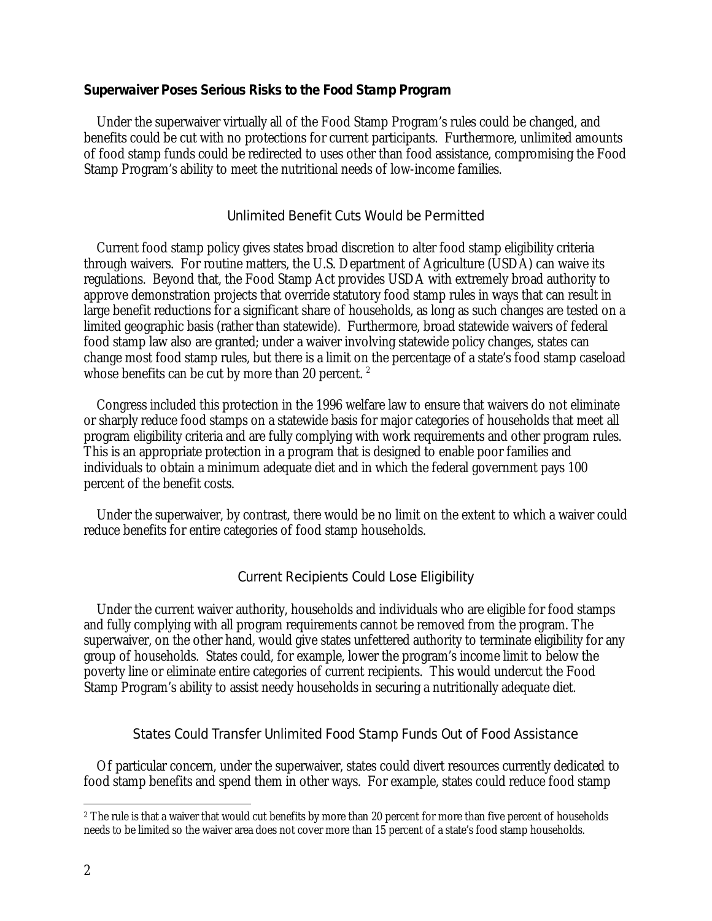## Superwaiver Poses Serious Risks to the Food Stamp Program

Under the superwaiver virtually all of the Food Stamp Program's rules could be changed, and benefits could be cut with no protections for current participants. Furthermore, unlimited amounts of food stamp funds could be redirected to uses other than food assistance, compromising the Food Stamp Program's ability to meet the nutritional needs of low-income families.

### Unlimited Benefit Cuts Would be Permitted

Current food stamp policy gives states broad discretion to alter food stamp eligibility criteria through waivers. For routine matters, the U.S. Department of Agriculture (USDA) can waive its regulations. Beyond that, the Food Stamp Act provides USDA with extremely broad authority to approve demonstration projects that override statutory food stamp rules in ways that can result in large benefit reductions for a significant share of households, as long as such changes are tested on a limited geographic basis (rather than statewide). Furthermore, broad statewide waivers of federal food stamp law also are granted; under a waiver involving statewide policy changes, states can change most food stamp rules, but there is a limit on the percentage of a state's food stamp caseload whose benefits can be cut by more than 20 percent. [2]

Congress included this protection in the 1996 welfare law to ensure that waivers do not eliminate or sharply reduce food stamps on a statewide basis for major categories of households that meet all program eligibility criteria and are fully complying with work requirements and other program rules. This is an appropriate protection in a program that is designed to enable poor families and individuals to obtain a minimum adequate diet and in which the federal government pays 100 percent of the benefit costs.

Under the superwaiver, by contrast, there would be no limit on the extent to which a waiver could reduce benefits for entire categories of food stamp households.

### Current Recipients Could Lose Eligibility

Under the current waiver authority, households and individuals who are eligible for food stamps and fully complying with all program requirements cannot be removed from the program. The superwaiver, on the other hand, would give states unfettered authority to terminate eligibility for any group of households. States could, for example, lower the program's income limit to below the poverty line or eliminate entire categories of current recipients. This would undercut the Food Stamp Program's ability to assist needy households in securing a nutritionally adequate diet.

### States Could Transfer Unlimited Food Stamp Funds Out of Food Assistance

Of particular concern, under the superwaiver, states could divert resources currently dedicated to food stamp benefits and spend them in other ways. For example, states could reduce food stamp

[2] The rule is that a waiver that would cut benefits by more than 20 percent for more than five percent of households needs to be limited so the waiver area does not cover more than 15 percent of a state's food stamp households.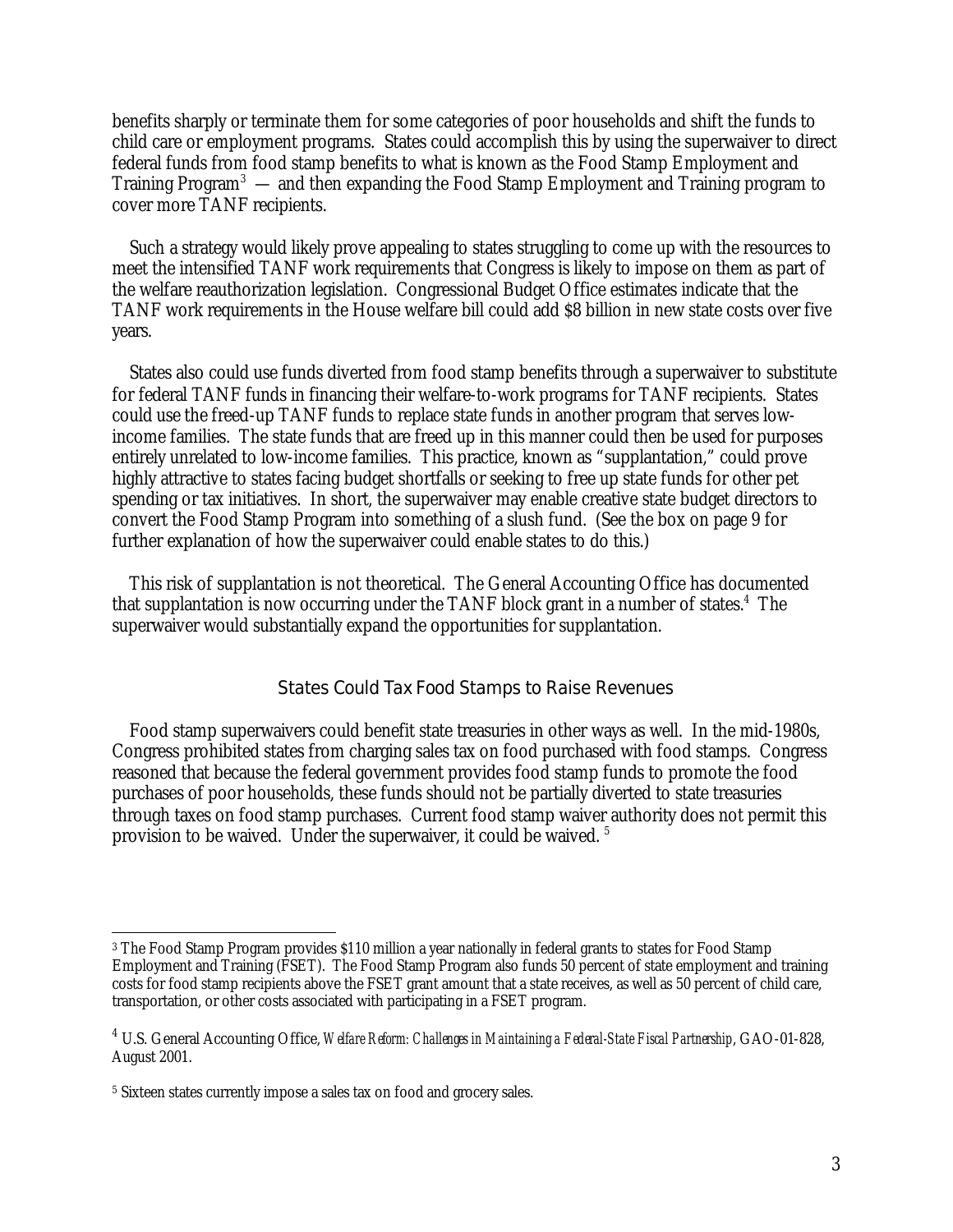benefits sharply or terminate them for some categories of poor households and shift the funds to child care or employment programs. States could accomplish this by using the superwaiver to direct federal funds from food stamp benefits to what is known as the Food Stamp Employment and Training Program[3] — and then expanding the Food Stamp Employment and Training program to cover more TANF recipients.

Such a strategy would likely prove appealing to states struggling to come up with the resources to meet the intensified TANF work requirements that Congress is likely to impose on them as part of the welfare reauthorization legislation. Congressional Budget Office estimates indicate that the TANF work requirements in the House welfare bill could add $8 billion in new state costs over five years.

States also could use funds diverted from food stamp benefits through a superwaiver to substitute for federal TANF funds in financing their welfare-to-work programs for TANF recipients. States could use the freed-up TANF funds to replace state funds in another program that serves low-income families. The state funds that are freed up in this manner could then be used for purposes entirely unrelated to low-income families. This practice, known as "supplantation," could prove highly attractive to states facing budget shortfalls or seeking to free up state funds for other pet spending or tax initiatives. In short, the superwaiver may enable creative state budget directors to convert the Food Stamp Program into something of a slush fund. (See the box on page 9 for further explanation of how the superwaiver could enable states to do this.)

This risk of supplantation is not theoretical. The General Accounting Office has documented that supplantation is now occurring under the TANF block grant in a number of states.[4] The superwaiver would substantially expand the opportunities for supplantation.

## States Could Tax Food Stamps to Raise Revenues

Food stamp superwaivers could benefit state treasuries in other ways as well. In the mid-1980s, Congress prohibited states from charging sales tax on food purchased with food stamps. Congress reasoned that because the federal government provides food stamp funds to promote the food purchases of poor households, these funds should not be partially diverted to state treasuries through taxes on food stamp purchases. Current food stamp waiver authority does not permit this provision to be waived. Under the superwaiver, it could be waived.[5]

---

[3] The Food Stamp Program provides $110 million a year nationally in federal grants to states for Food Stamp Employment and Training (FSET). The Food Stamp Program also funds 50 percent of state employment and training costs for food stamp recipients above the FSET grant amount that a state receives, as well as 50 percent of child care, transportation, or other costs associated with participating in a FSET program.

[4] U.S. General Accounting Office, *Welfare Reform: Challenges in Maintaining a Federal-State Fiscal Partnership*, GAO-01-828, August 2001.

[5] Sixteen states currently impose a sales tax on food and grocery sales.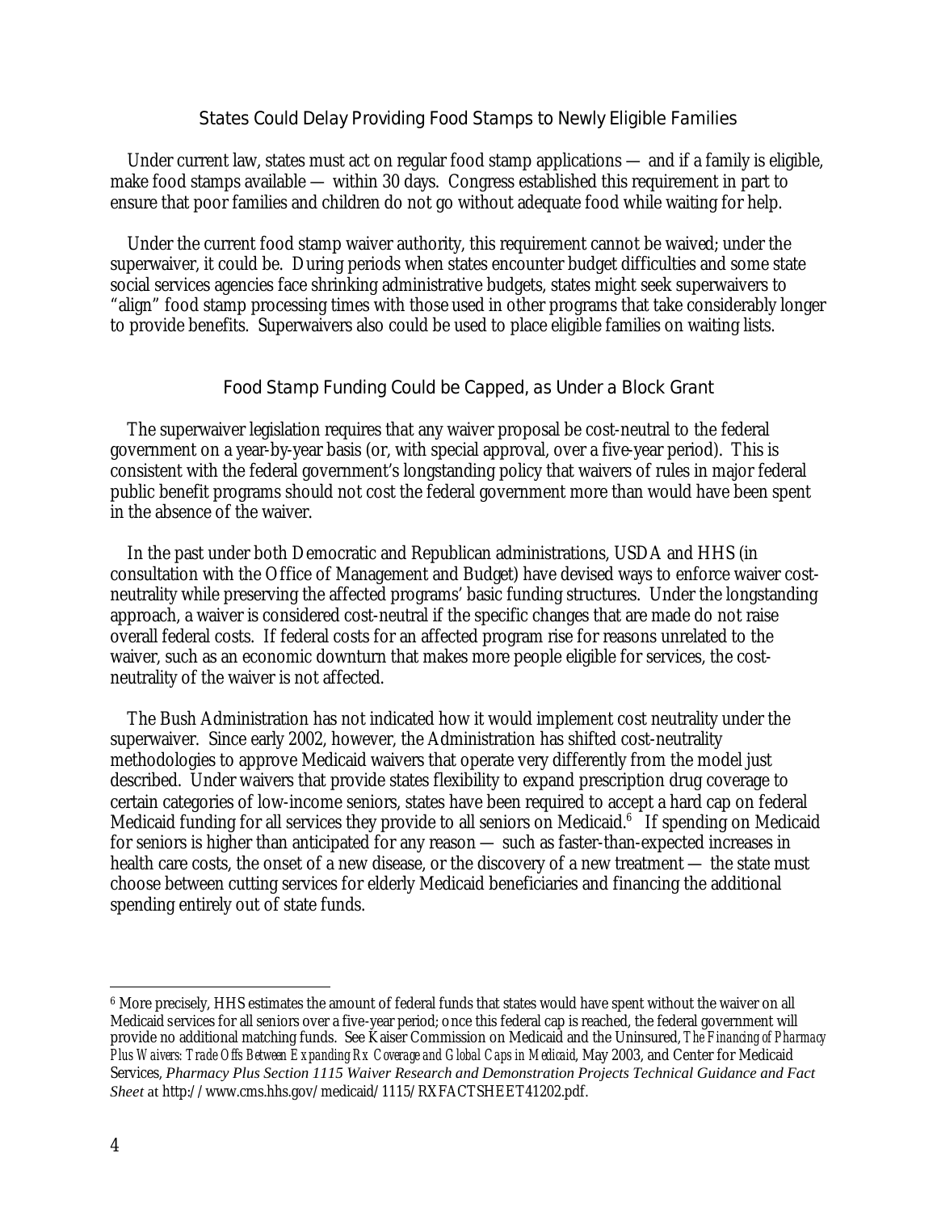### States Could Delay Providing Food Stamps to Newly Eligible Families

Under current law, states must act on regular food stamp applications — and if a family is eligible, make food stamps available — within 30 days. Congress established this requirement in part to ensure that poor families and children do not go without adequate food while waiting for help.

Under the current food stamp waiver authority, this requirement cannot be waived; under the superwaiver, it could be. During periods when states encounter budget difficulties and some state social services agencies face shrinking administrative budgets, states might seek superwaivers to "align" food stamp processing times with those used in other programs that take considerably longer to provide benefits. Superwaivers also could be used to place eligible families on waiting lists.

### Food Stamp Funding Could be Capped, as Under a Block Grant

The superwaiver legislation requires that any waiver proposal be cost-neutral to the federal government on a year-by-year basis (or, with special approval, over a five-year period). This is consistent with the federal government's longstanding policy that waivers of rules in major federal public benefit programs should not cost the federal government more than would have been spent in the absence of the waiver.

In the past under both Democratic and Republican administrations, USDA and HHS (in consultation with the Office of Management and Budget) have devised ways to enforce waiver cost-neutrality while preserving the affected programs' basic funding structures. Under the longstanding approach, a waiver is considered cost-neutral if the specific changes that are made do not raise overall federal costs. If federal costs for an affected program rise for reasons unrelated to the waiver, such as an economic downturn that makes more people eligible for services, the cost-neutrality of the waiver is not affected.

The Bush Administration has not indicated how it would implement cost neutrality under the superwaiver. Since early 2002, however, the Administration has shifted cost-neutrality methodologies to approve Medicaid waivers that operate very differently from the model just described. Under waivers that provide states flexibility to expand prescription drug coverage to certain categories of low-income seniors, states have been required to accept a hard cap on federal Medicaid funding for all services they provide to all seniors on Medicaid.[6] If spending on Medicaid for seniors is higher than anticipated for any reason — such as faster-than-expected increases in health care costs, the onset of a new disease, or the discovery of a new treatment — the state must choose between cutting services for elderly Medicaid beneficiaries and financing the additional spending entirely out of state funds.

---

[6] More precisely, HHS estimates the amount of federal funds that states would have spent without the waiver on all Medicaid services for all seniors over a five-year period; once this federal cap is reached, the federal government will provide no additional matching funds. See Kaiser Commission on Medicaid and the Uninsured, *The Financing of Pharmacy Plus Waivers: Trade Offs Between Expanding Rx Coverage and Global Caps in Medicaid*, May 2003, and Center for Medicaid Services, *Pharmacy Plus Section 1115 Waiver Research and Demonstration Projects Technical Guidance and Fact Sheet* at http://www.cms.hhs.gov/medicaid/1115/RXFACTSHEET41202.pdf.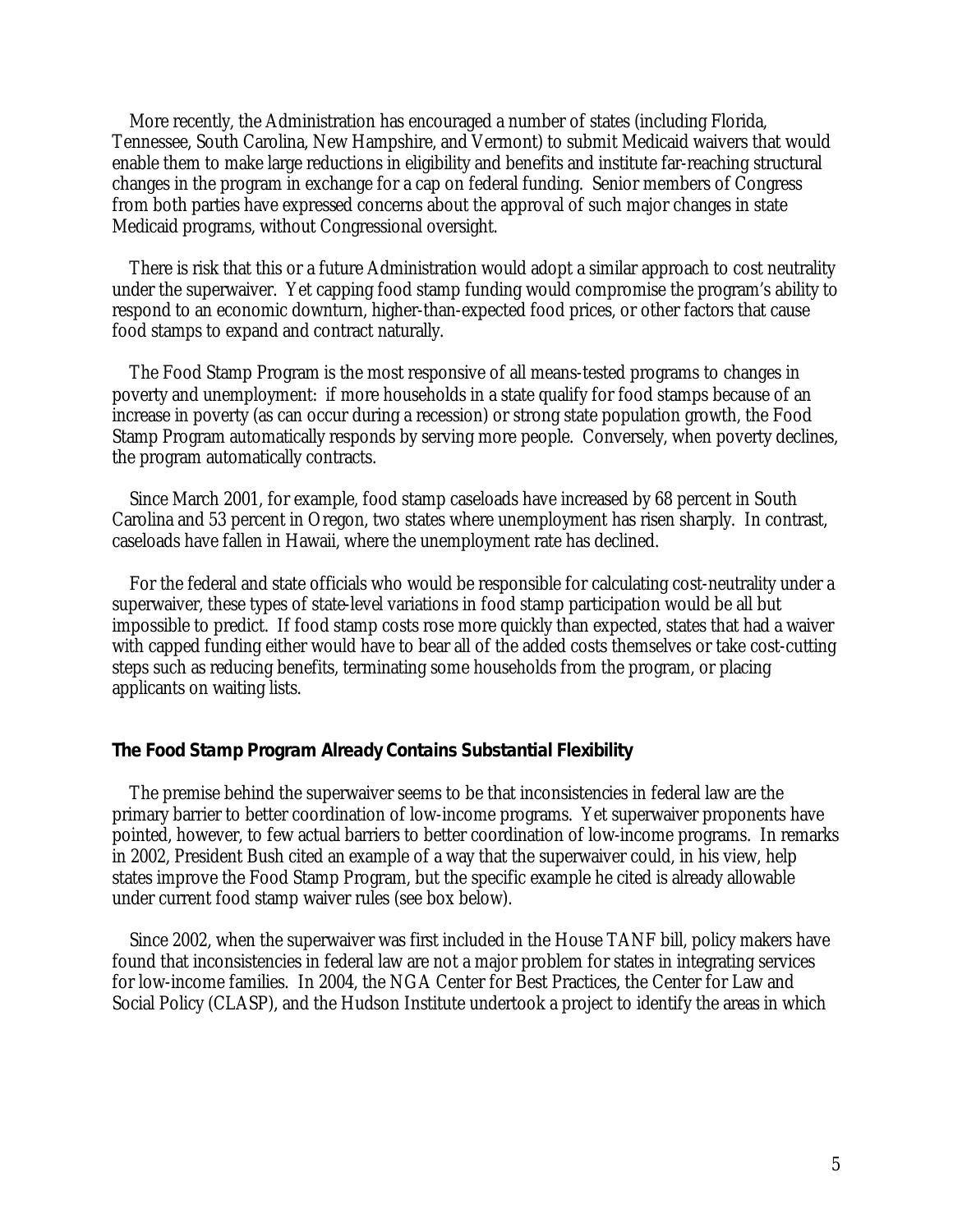More recently, the Administration has encouraged a number of states (including Florida, Tennessee, South Carolina, New Hampshire, and Vermont) to submit Medicaid waivers that would enable them to make large reductions in eligibility and benefits and institute far-reaching structural changes in the program in exchange for a cap on federal funding. Senior members of Congress from both parties have expressed concerns about the approval of such major changes in state Medicaid programs, without Congressional oversight.

There is risk that this or a future Administration would adopt a similar approach to cost neutrality under the superwaiver. Yet capping food stamp funding would compromise the program's ability to respond to an economic downturn, higher-than-expected food prices, or other factors that cause food stamps to expand and contract naturally.

The Food Stamp Program is the most responsive of all means-tested programs to changes in poverty and unemployment: if more households in a state qualify for food stamps because of an increase in poverty (as can occur during a recession) or strong state population growth, the Food Stamp Program automatically responds by serving more people. Conversely, when poverty declines, the program automatically contracts.

Since March 2001, for example, food stamp caseloads have increased by 68 percent in South Carolina and 53 percent in Oregon, two states where unemployment has risen sharply. In contrast, caseloads have fallen in Hawaii, where the unemployment rate has declined.

For the federal and state officials who would be responsible for calculating cost-neutrality under a superwaiver, these types of state-level variations in food stamp participation would be all but impossible to predict. If food stamp costs rose more quickly than expected, states that had a waiver with capped funding either would have to bear all of the added costs themselves or take cost-cutting steps such as reducing benefits, terminating some households from the program, or placing applicants on waiting lists.

### The Food Stamp Program Already Contains Substantial Flexibility

The premise behind the superwaiver seems to be that inconsistencies in federal law are the primary barrier to better coordination of low-income programs. Yet superwaiver proponents have pointed, however, to few actual barriers to better coordination of low-income programs. In remarks in 2002, President Bush cited an example of a way that the superwaiver could, in his view, help states improve the Food Stamp Program, but the specific example he cited is already allowable under current food stamp waiver rules (see box below).

Since 2002, when the superwaiver was first included in the House TANF bill, policy makers have found that inconsistencies in federal law are not a major problem for states in integrating services for low-income families. In 2004, the NGA Center for Best Practices, the Center for Law and Social Policy (CLASP), and the Hudson Institute undertook a project to identify the areas in which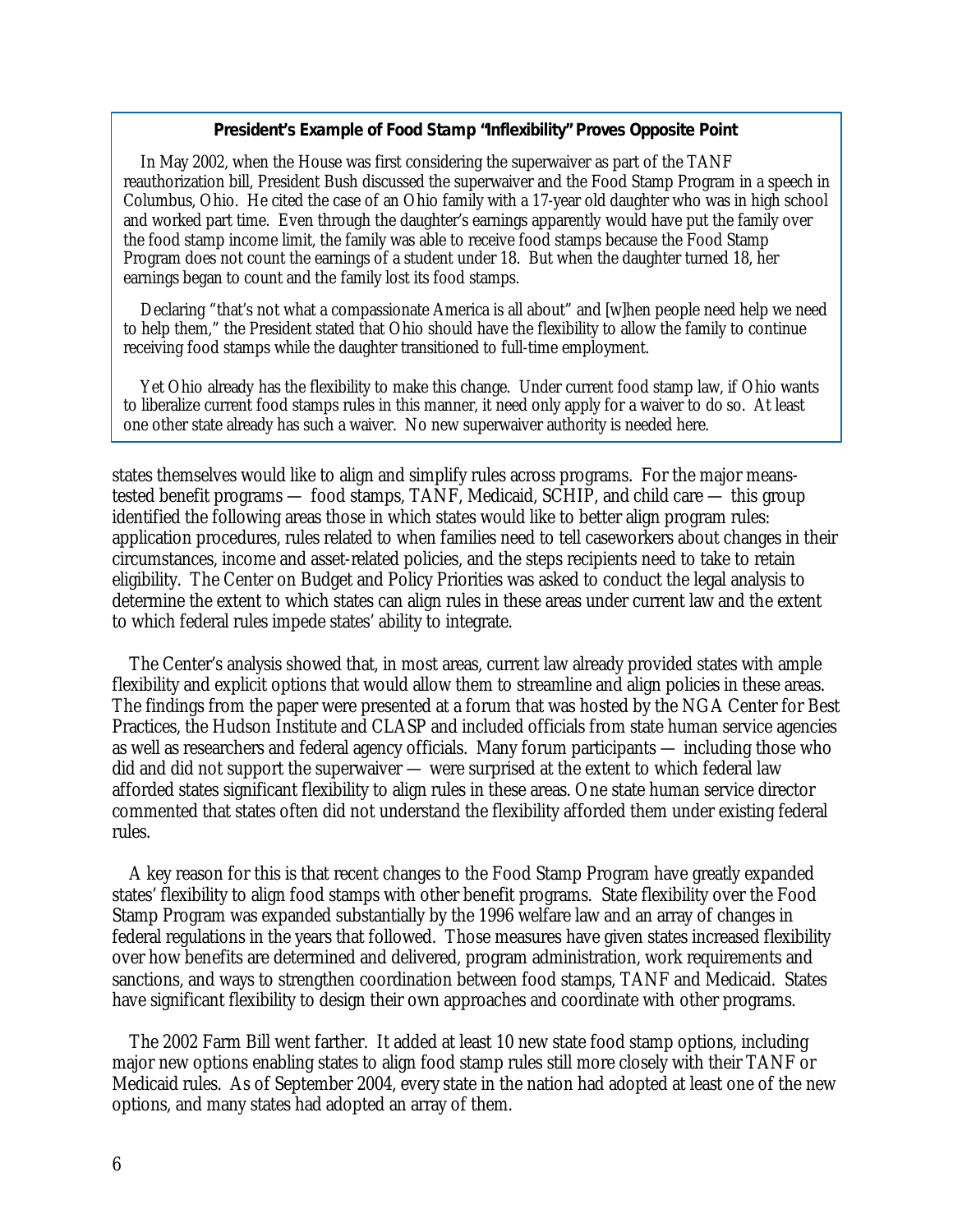**President's Example of Food Stamp "Inflexibility" Proves Opposite Point**

In May 2002, when the House was first considering the superwaiver as part of the TANF reauthorization bill, President Bush discussed the superwaiver and the Food Stamp Program in a speech in Columbus, Ohio. He cited the case of an Ohio family with a 17-year old daughter who was in high school and worked part time. Even through the daughter's earnings apparently would have put the family over the food stamp income limit, the family was able to receive food stamps because the Food Stamp Program does not count the earnings of a student under 18. But when the daughter turned 18, her earnings began to count and the family lost its food stamps.

Declaring "that's not what a compassionate America is all about" and [w]hen people need help we need to help them," the President stated that Ohio should have the flexibility to allow the family to continue receiving food stamps while the daughter transitioned to full-time employment.

Yet Ohio already has the flexibility to make this change. Under current food stamp law, if Ohio wants to liberalize current food stamps rules in this manner, it need only apply for a waiver to do so. At least one other state already has such a waiver. No new superwaiver authority is needed here.

states themselves would like to align and simplify rules across programs. For the major means-tested benefit programs — food stamps, TANF, Medicaid, SCHIP, and child care — this group identified the following areas those in which states would like to better align program rules: application procedures, rules related to when families need to tell caseworkers about changes in their circumstances, income and asset-related policies, and the steps recipients need to take to retain eligibility. The Center on Budget and Policy Priorities was asked to conduct the legal analysis to determine the extent to which states can align rules in these areas under current law and the extent to which federal rules impede states' ability to integrate.

The Center's analysis showed that, in most areas, current law already provided states with ample flexibility and explicit options that would allow them to streamline and align policies in these areas. The findings from the paper were presented at a forum that was hosted by the NGA Center for Best Practices, the Hudson Institute and CLASP and included officials from state human service agencies as well as researchers and federal agency officials. Many forum participants — including those who did and did not support the superwaiver — were surprised at the extent to which federal law afforded states significant flexibility to align rules in these areas. One state human service director commented that states often did not understand the flexibility afforded them under existing federal rules.

A key reason for this is that recent changes to the Food Stamp Program have greatly expanded states' flexibility to align food stamps with other benefit programs. State flexibility over the Food Stamp Program was expanded substantially by the 1996 welfare law and an array of changes in federal regulations in the years that followed. Those measures have given states increased flexibility over how benefits are determined and delivered, program administration, work requirements and sanctions, and ways to strengthen coordination between food stamps, TANF and Medicaid. States have significant flexibility to design their own approaches and coordinate with other programs.

The 2002 Farm Bill went farther. It added at least 10 new state food stamp options, including major new options enabling states to align food stamp rules still more closely with their TANF or Medicaid rules. As of September 2004, every state in the nation had adopted at least one of the new options, and many states had adopted an array of them.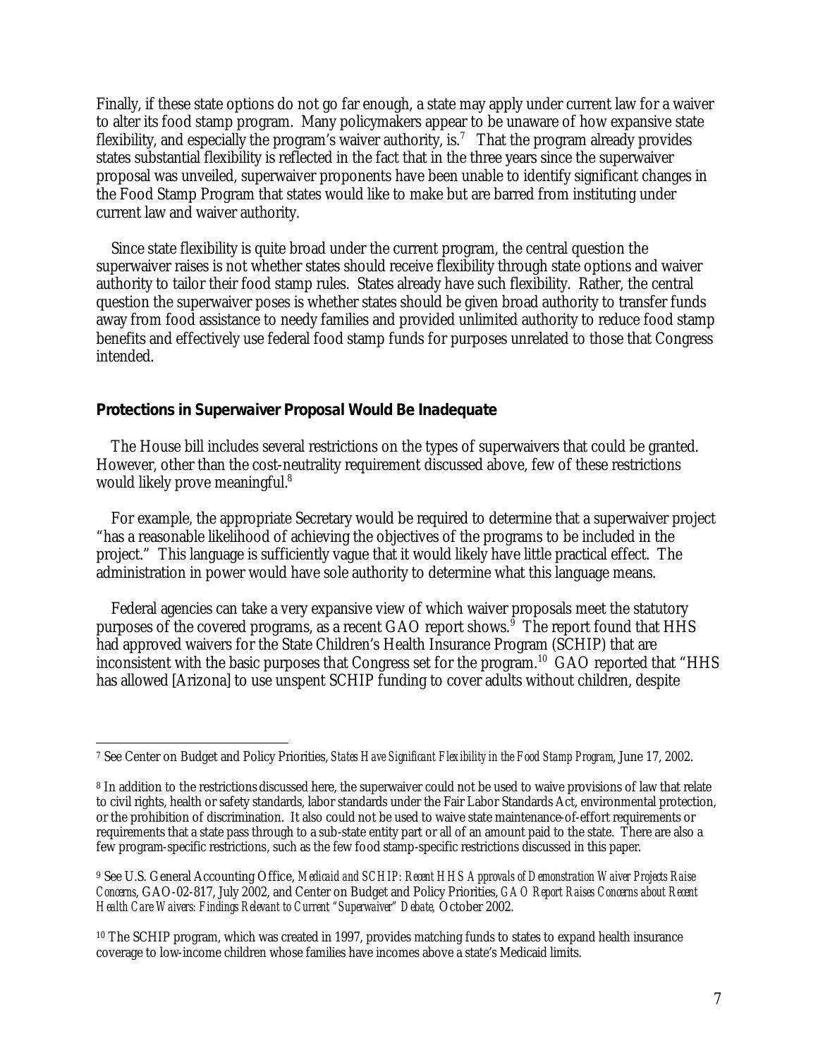Finally, if these state options do not go far enough, a state may apply under current law for a waiver to alter its food stamp program. Many policymakers appear to be unaware of how expansive state flexibility, and especially the program's waiver authority, is.[7] That the program already provides states substantial flexibility is reflected in the fact that in the three years since the superwaiver proposal was unveiled, superwaiver proponents have been unable to identify significant changes in the Food Stamp Program that states would like to make but are barred from instituting under current law and waiver authority.

Since state flexibility is quite broad under the current program, the central question the superwaiver raises is not whether states should receive flexibility through state options and waiver authority to tailor their food stamp rules. States already have such flexibility. Rather, the central question the superwaiver poses is whether states should be given broad authority to transfer funds away from food assistance to needy families and provided unlimited authority to reduce food stamp benefits and effectively use federal food stamp funds for purposes unrelated to those that Congress intended.

### Protections in Superwaiver Proposal Would Be Inadequate

The House bill includes several restrictions on the types of superwaivers that could be granted. However, other than the cost-neutrality requirement discussed above, few of these restrictions would likely prove meaningful.[8]

For example, the appropriate Secretary would be required to determine that a superwaiver project "has a reasonable likelihood of achieving the objectives of the programs to be included in the project." This language is sufficiently vague that it would likely have little practical effect. The administration in power would have sole authority to determine what this language means.

Federal agencies can take a very expansive view of which waiver proposals meet the statutory purposes of the covered programs, as a recent GAO report shows.[9] The report found that HHS had approved waivers for the State Children's Health Insurance Program (SCHIP) that are inconsistent with the basic purposes that Congress set for the program.[10] GAO reported that "HHS has allowed [Arizona] to use unspent SCHIP funding to cover adults without children, despite

---

[7] See Center on Budget and Policy Priorities, *States Have Significant Flexibility in the Food Stamp Program*, June 17, 2002.

[8] In addition to the restrictions discussed here, the superwaiver could not be used to waive provisions of law that relate to civil rights, health or safety standards, labor standards under the Fair Labor Standards Act, environmental protection, or the prohibition of discrimination. It also could not be used to waive state maintenance-of-effort requirements or requirements that a state pass through to a sub-state entity part or all of an amount paid to the state. There are also a few program-specific restrictions, such as the few food stamp-specific restrictions discussed in this paper.

[9] See U.S. General Accounting Office, *Medicaid and SCHIP: Recent HHS Approvals of Demonstration Waiver Projects Raise Concerns*, GAO-02-817, July 2002, and Center on Budget and Policy Priorities, *GAO Report Raises Concerns about Recent Health Care Waivers: Findings Relevant to Current "Superwaiver" Debate,* October 2002.

[10] The SCHIP program, which was created in 1997, provides matching funds to states to expand health insurance coverage to low-income children whose families have incomes above a state's Medicaid limits.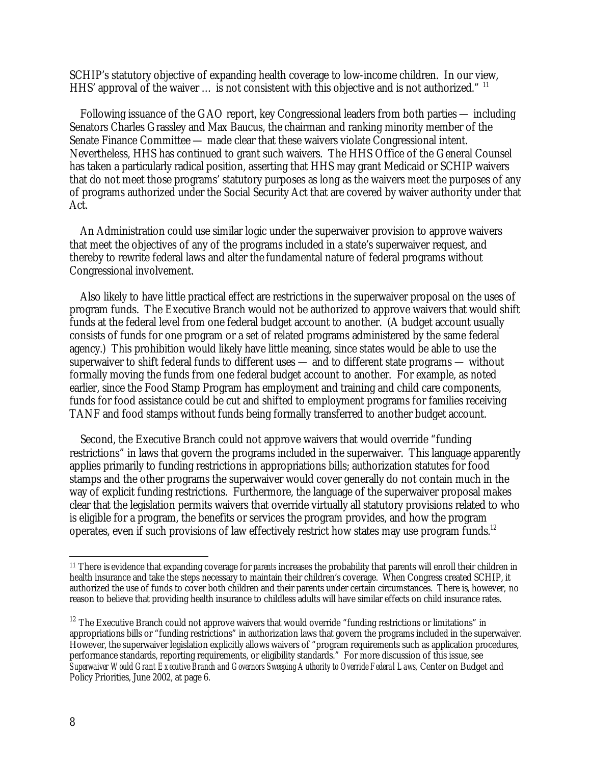SCHIP's statutory objective of expanding health coverage to low-income children. In our view, HHS' approval of the waiver … is not consistent with this objective and is not authorized."[11]

Following issuance of the GAO report, key Congressional leaders from both parties — including Senators Charles Grassley and Max Baucus, the chairman and ranking minority member of the Senate Finance Committee — made clear that these waivers violate Congressional intent. Nevertheless, HHS has continued to grant such waivers. The HHS Office of the General Counsel has taken a particularly radical position, asserting that HHS may grant Medicaid or SCHIP waivers that do not meet those programs' statutory purposes as long as the waivers meet the purposes of any of programs authorized under the Social Security Act that are covered by waiver authority under that Act.

An Administration could use similar logic under the superwaiver provision to approve waivers that meet the objectives of any of the programs included in a state's superwaiver request, and thereby to rewrite federal laws and alter the fundamental nature of federal programs without Congressional involvement.

Also likely to have little practical effect are restrictions in the superwaiver proposal on the uses of program funds. The Executive Branch would not be authorized to approve waivers that would shift funds at the federal level from one federal budget account to another. (A budget account usually consists of funds for one program or a set of related programs administered by the same federal agency.) This prohibition would likely have little meaning, since states would be able to use the superwaiver to shift federal funds to different uses — and to different state programs — without formally moving the funds from one federal budget account to another. For example, as noted earlier, since the Food Stamp Program has employment and training and child care components, funds for food assistance could be cut and shifted to employment programs for families receiving TANF and food stamps without funds being formally transferred to another budget account.

Second, the Executive Branch could not approve waivers that would override "funding restrictions" in laws that govern the programs included in the superwaiver. This language apparently applies primarily to funding restrictions in appropriations bills; authorization statutes for food stamps and the other programs the superwaiver would cover generally do not contain much in the way of explicit funding restrictions. Furthermore, the language of the superwaiver proposal makes clear that the legislation permits waivers that override virtually all statutory provisions related to who is eligible for a program, the benefits or services the program provides, and how the program operates, even if such provisions of law effectively restrict how states may use program funds.[12]

---

[11] There is evidence that expanding coverage for *parents* increases the probability that parents will enroll their children in health insurance and take the steps necessary to maintain their children's coverage. When Congress created SCHIP, it authorized the use of funds to cover both children and their parents under certain circumstances. There is, however, no reason to believe that providing health insurance to childless adults will have similar effects on child insurance rates.

[12] The Executive Branch could not approve waivers that would override "funding restrictions or limitations" in appropriations bills or "funding restrictions" in authorization laws that govern the programs included in the superwaiver. However, the superwaiver legislation explicitly allows waivers of "program requirements such as application procedures, performance standards, reporting requirements, or eligibility standards." For more discussion of this issue, see *Superwaiver Would Grant Executive Branch and Governors Sweeping Authority to Override Federal Laws,* Center on Budget and Policy Priorities, June 2002, at page 6.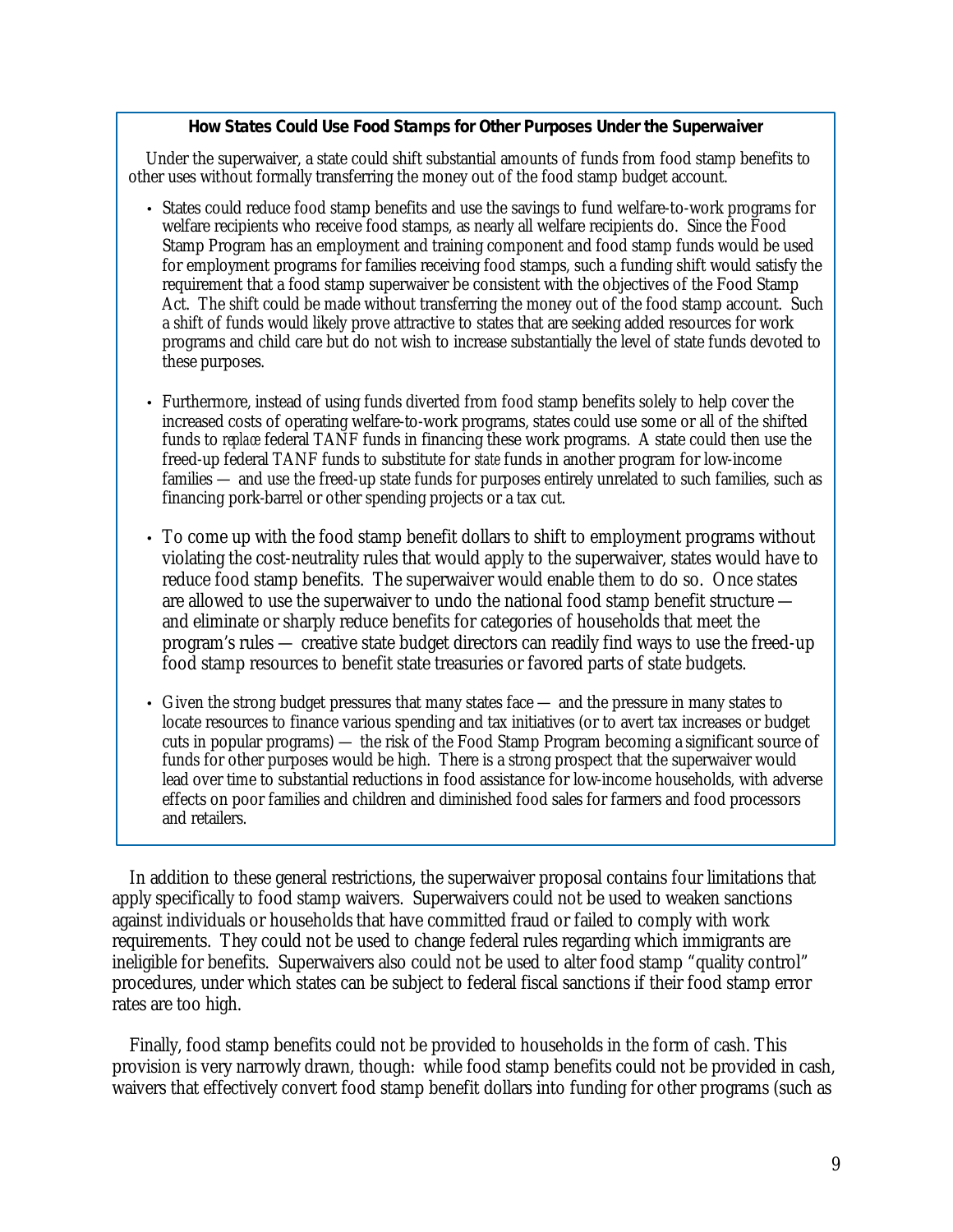**How States Could Use Food Stamps for Other Purposes Under the Superwaiver**

Under the superwaiver, a state could shift substantial amounts of funds from food stamp benefits to other uses without formally transferring the money out of the food stamp budget account.

- States could reduce food stamp benefits and use the savings to fund welfare-to-work programs for welfare recipients who receive food stamps, as nearly all welfare recipients do. Since the Food Stamp Program has an employment and training component and food stamp funds would be used for employment programs for families receiving food stamps, such a funding shift would satisfy the requirement that a food stamp superwaiver be consistent with the objectives of the Food Stamp Act. The shift could be made without transferring the money out of the food stamp account. Such a shift of funds would likely prove attractive to states that are seeking added resources for work programs and child care but do not wish to increase substantially the level of state funds devoted to these purposes.

- Furthermore, instead of using funds diverted from food stamp benefits solely to help cover the increased costs of operating welfare-to-work programs, states could use some or all of the shifted funds to *replace* federal TANF funds in financing these work programs. A state could then use the freed-up federal TANF funds to substitute for *state* funds in another program for low-income families — and use the freed-up state funds for purposes entirely unrelated to such families, such as financing pork-barrel or other spending projects or a tax cut.

- To come up with the food stamp benefit dollars to shift to employment programs without violating the cost-neutrality rules that would apply to the superwaiver, states would have to reduce food stamp benefits. The superwaiver would enable them to do so. Once states are allowed to use the superwaiver to undo the national food stamp benefit structure — and eliminate or sharply reduce benefits for categories of households that meet the program's rules — creative state budget directors can readily find ways to use the freed-up food stamp resources to benefit state treasuries or favored parts of state budgets.

- Given the strong budget pressures that many states face — and the pressure in many states to locate resources to finance various spending and tax initiatives (or to avert tax increases or budget cuts in popular programs) — the risk of the Food Stamp Program becoming a significant source of funds for other purposes would be high. There is a strong prospect that the superwaiver would lead over time to substantial reductions in food assistance for low-income households, with adverse effects on poor families and children and diminished food sales for farmers and food processors and retailers.

In addition to these general restrictions, the superwaiver proposal contains four limitations that apply specifically to food stamp waivers. Superwaivers could not be used to weaken sanctions against individuals or households that have committed fraud or failed to comply with work requirements. They could not be used to change federal rules regarding which immigrants are ineligible for benefits. Superwaivers also could not be used to alter food stamp "quality control" procedures, under which states can be subject to federal fiscal sanctions if their food stamp error rates are too high.

Finally, food stamp benefits could not be provided to households in the form of cash. This provision is very narrowly drawn, though: while food stamp benefits could not be provided in cash, waivers that effectively convert food stamp benefit dollars into funding for other programs (such as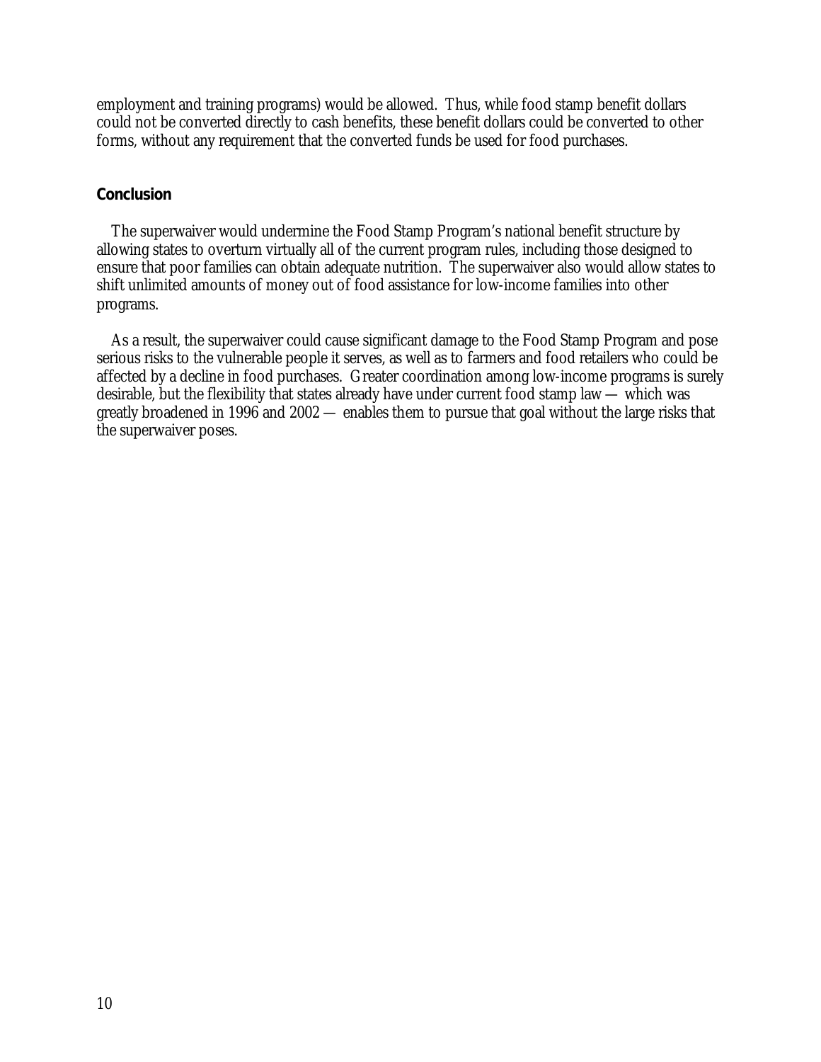employment and training programs) would be allowed. Thus, while food stamp benefit dollars could not be converted directly to cash benefits, these benefit dollars could be converted to other forms, without any requirement that the converted funds be used for food purchases.

## Conclusion

The superwaiver would undermine the Food Stamp Program's national benefit structure by allowing states to overturn virtually all of the current program rules, including those designed to ensure that poor families can obtain adequate nutrition. The superwaiver also would allow states to shift unlimited amounts of money out of food assistance for low-income families into other programs.

As a result, the superwaiver could cause significant damage to the Food Stamp Program and pose serious risks to the vulnerable people it serves, as well as to farmers and food retailers who could be affected by a decline in food purchases. Greater coordination among low-income programs is surely desirable, but the flexibility that states already have under current food stamp law — which was greatly broadened in 1996 and 2002 — enables them to pursue that goal without the large risks that the superwaiver poses.